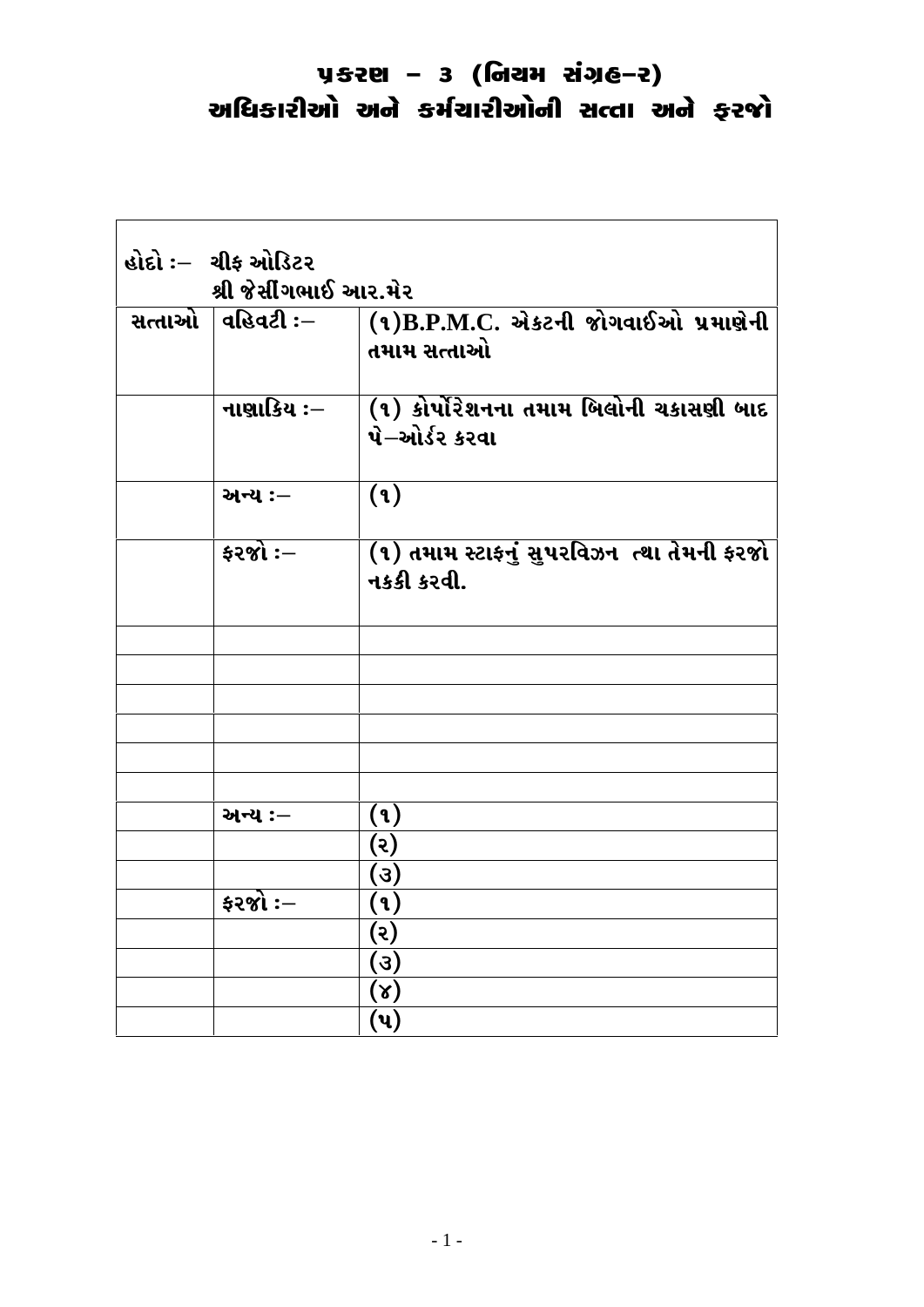# પ્રકરણ – ૩ (નિયમ સંગ્રહ–૨)
## અધિકારીઓ અને કર્મચારીઓની સત્તા અને ફરજો

| હોદો :– ચીફ ઓડિટર<br>શ્રી જેસીંગભાઈ આર.મેર | | |
|---|---|---|
| સત્તાઓ | વહિવટી :– | (૧)B.P.M.C. એકટની જોગવાઈઓ પ્રમાણેની તમામ સત્તાઓ |
| | નાણાકિય :– | (૧) કોર્પોરેશનના તમામ બિલોની ચકાસણી બાદ પે–ઓર્ડર કરવા |
| | અન્ય :– | (૧) |
| | ફરજો :– | (૧) તમામ સ્ટાફનું સુપરવિઝન તથા તેમની ફરજો નકકી કરવી. |
| | | |
| | | |
| | | |
| | | |
| | | |
| | | |
| | અન્ય :– | (૧) |
| | | (૨) |
| | | (૩) |
| | ફરજો :– | (૧) |
| | | (૨) |
| | | (૩) |
| | | (૪) |
| | | (૫) |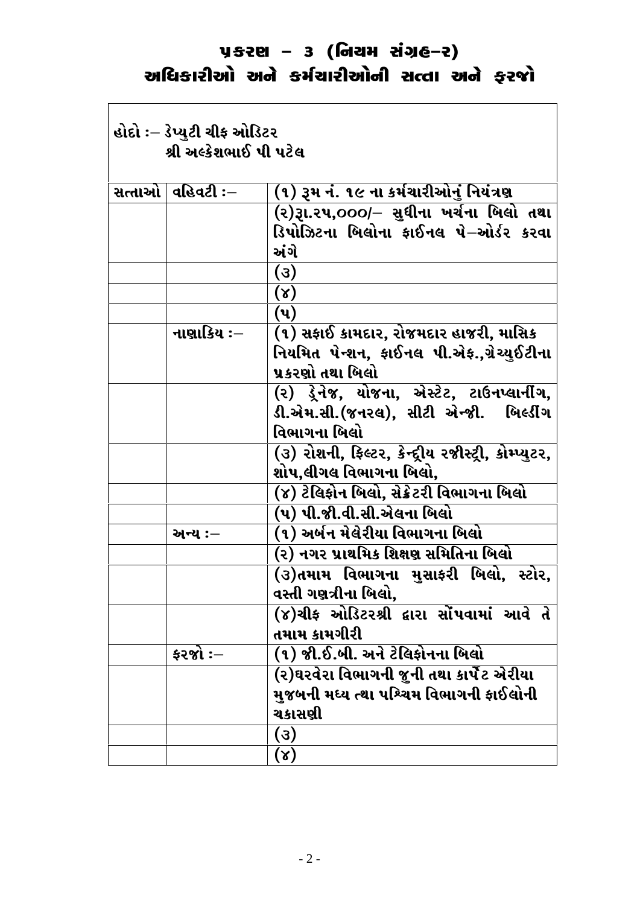# પ્રકરણ – ૩ (નિયમ સંગ્રહ–૨)
## અધિકારીઓ અને કર્મચારીઓની સત્તા અને ફરજો

હોદો :– ડેપ્યુટી ચીફ ઓડિટર
શ્રી અલ્કેશભાઈ પી પટેલ

| | | |
|---|---|---|
| સત્તાઓ | વહિવટી :– | (૧) રૂમ નં. ૧૯ ના કર્મચારીઓનું નિયંત્રણ |
| | | (૨)રૂા.૨૫,૦૦૦/– સુધીના ખર્ચના બિલો તથા ડિપોઝિટના બિલોના ફાઈનલ પે–ઓર્ડર કરવા અંગે |
| | | (૩) |
| | | (૪) |
| | | (૫) |
| | નાણાકિય :– | (૧) સફાઈ કામદાર, રોજમદાર હાજરી, માસિક નિયમિત પેન્શન, ફાઈનલ પી.એફ.,ગ્રેચ્યુઈટીના પ્રકરણો તથા બિલો |
| | | (૨) ડ્રેનેજ, યોજના, એસ્ટેટ, ટાઉનપ્લાનીંગ, ડી.એમ.સી.(જનરલ), સીટી એન્જી. બિલ્ડીંગ વિભાગના બિલો |
| | | (૩) રોશની, ફિલ્ટર, કેન્દ્રીય રજીસ્ટ્રી, કોમ્પ્યુટર, શોપ,લીગલ વિભાગના બિલો, |
| | | (૪) ટેલિફોન બિલો, સેક્રેટરી વિભાગના બિલો |
| | | (૫) પી.જી.વી.સી.એલના બિલો |
| | અન્ય :– | (૧) અર્બન મેલેરીયા વિભાગના બિલો |
| | | (૨) નગર પ્રાથમિક શિક્ષણ સમિતિના બિલો |
| | | (૩)તમામ વિભાગના મુસાફરી બિલો, સ્ટોર, વસ્તી ગણત્રીના બિલો, |
| | | (૪)ચીફ ઓડિટરશ્રી દ્વારા સોંપવામાં આવે તે તમામ કામગીરી |
| | ફરજો :– | (૧) જી.ઈ.બી. અને ટેલિફોનના બિલો |
| | | (૨)ઘરવેરા વિભાગની જુની તથા કાર્પેટ એરીયા મુજબની મધ્ય ત્થા પશ્ચિમ વિભાગની ફાઈલોની ચકાસણી |
| | | (૩) |
| | | (૪) |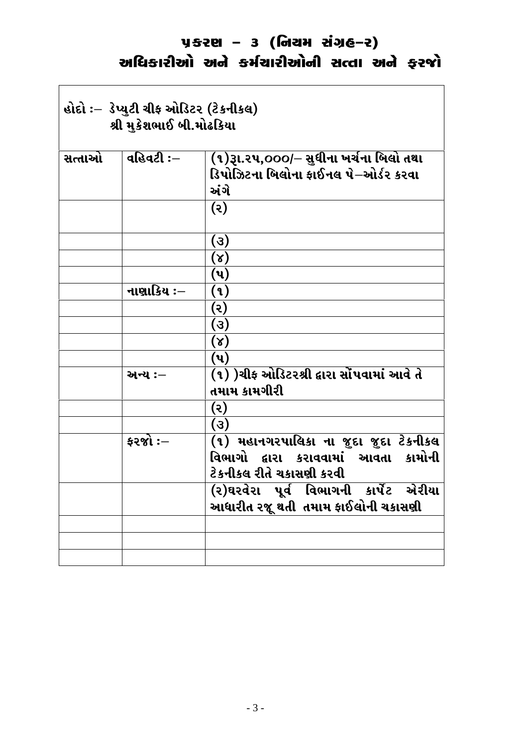# પ્રકરણ – ૩ (નિયમ સંગ્રહ–૨)
## અધિકારીઓ અને કર્મચારીઓની સત્તા અને ફરજો

| હોદો :– ડેપ્યુટી ચીફ ઓડિટર (ટેકનીકલ) શ્રી મુકેશભાઈ બી.મોઢકિયા | | |
|---|---|---|
| સત્તાઓ | વહિવટી :– | (૧)રૂા.૨૫,000/– સુધીના ખર્ચના બિલો તથા ડિપોઝિટના બિલોના ફાઈનલ પે–ઓર્ડર કરવા અંગે |
| | | (૨) |
| | | (૩) |
| | | (૪) |
| | | (૫) |
| | નાણાકિય :– | (૧) |
| | | (૨) |
| | | (૩) |
| | | (૪) |
| | | (૫) |
| | અન્ય :– | (૧) )ચીફ ઓડિટરશ્રી દ્વારા સોંપવામાં આવે તે તમામ કામગીરી |
| | | (૨) |
| | | (૩) |
| | ફરજો :– | (૧) મહાનગરપાલિકા ના જુદા જુદા ટેકનીકલ વિભાગો દ્વારા કરાવવામાં આવતા કામોની ટેકનીકલ રીતે ચકાસણી કરવી |
| | | (૨)ઘરવેરા પૂર્વ વિભાગની કાર્પેટ એરીયા આધારીત રજૂ થતી તમામ ફાઈલોની ચકાસણી |
| | | |
| | | |
| | | |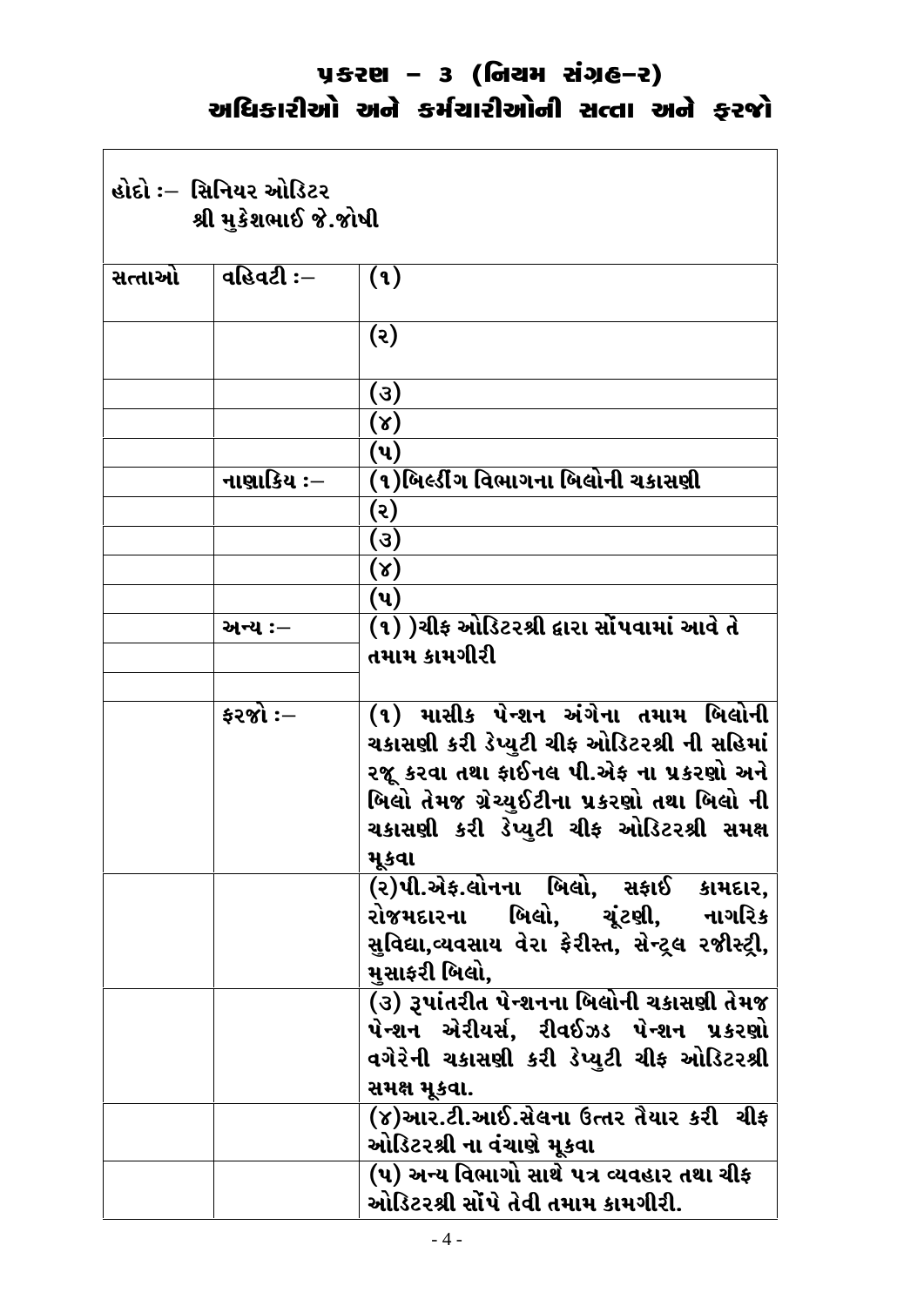# પ્રકરણ – ૩ (નિયમ સંગ્રહ–ર)
## અધિકારીઓ અને કર્મચારીઓની સત્તા અને ફરજો

હોદો :– સિનિયર ઓડિટર
શ્રી મુકેશભાઈ જે.જોષી

| | | |
|---|---|---|
| સત્તાઓ | વહિવટી :– | (૧) |
| | | (ર) |
| | | (૩) |
| | | (૪) |
| | | (પ) |
| | નાણાકિય :– | (૧)બિલ્ડીંગ વિભાગના બિલોની ચકાસણી |
| | | (ર) |
| | | (૩) |
| | | (૪) |
| | | (પ) |
| | અન્ય :– | (૧) )ચીફ ઓડિટરશ્રી દ્વારા સોંપવામાં આવે તે તમામ કામગીરી |
| | ફરજો :– | (૧) માસીક પેન્શન અંગેના તમામ બિલોની ચકાસણી કરી ડેપ્યુટી ચીફ ઓડિટરશ્રી ની સહિમાં રજૂ કરવા તથા ફાઈનલ પી.એફ ના પ્રકરણો અને બિલો તેમજ ગ્રેચ્યુઈટીના પ્રકરણો તથા બિલો ની ચકાસણી કરી ડેપ્યુટી ચીફ ઓડિટરશ્રી સમક્ષ મૂકવા |
| | | (ર)પી.એફ.લોનના બિલો, સફાઈ કામદાર, રોજમદારના બિલો, ચૂંટણી, નાગરિક સુવિદ્યા,વ્યવસાય વેરા ફેરીસ્ત, સેન્ટ્રલ રજીસ્ટ્રી, મુસાફરી બિલો, |
| | | (૩) રૂપાંતરીત પેન્શનના બિલોની ચકાસણી તેમજ પેન્શન એરીયર્સ, રીવઈઝડ પેન્શન પ્રકરણો વગેરેની ચકાસણી કરી ડેપ્યુટી ચીફ ઓડિટરશ્રી સમક્ષ મૂકવા. |
| | | (૪)આર.ટી.આઈ.સેલના ઉત્તર તૈયાર કરી ચીફ ઓડિટરશ્રી ના વંચાણે મૂકવા |
| | | (પ) અન્ય વિભાગો સાથે પત્ર વ્યવહાર તથા ચીફ ઓડિટરશ્રી સોંપે તેવી તમામ કામગીરી. |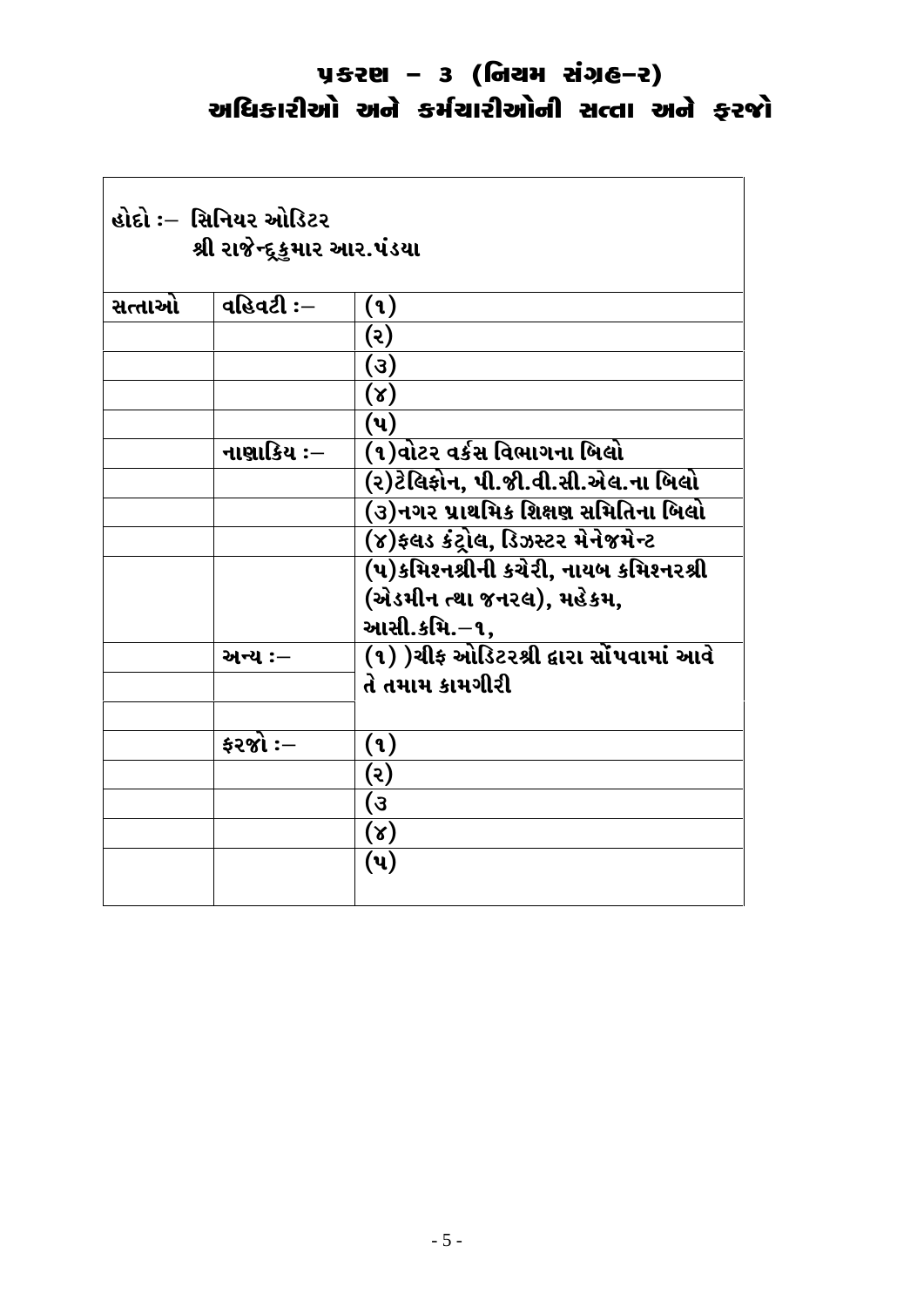# પ્રકરણ – ૩ (નિયમ સંગ્રહ–૨)
## અધિકારીઓ અને કર્મચારીઓની સત્તા અને ફરજો

| હોદો :– સિનિયર ઓડિટર<br>શ્રી રાજેન્દ્રકુમાર આર.પંડયા | | |
|---|---|---|
| સત્તાઓ | વહિવટી :– | (૧) |
| | | (૨) |
| | | (૩) |
| | | (૪) |
| | | (૫) |
| | નાણાકિય :– | (૧)વોટર વર્કસ વિભાગના બિલો |
| | | (૨)ટેલિફોન, પી.જી.વી.સી.એલ.ના બિલો |
| | | (૩)નગર પ્રાથમિક શિક્ષણ સમિતિના બિલો |
| | | (૪)ફલડ કંટ્રોલ, ડિઝસ્ટર મેનેજમેન્ટ |
| | | (૫)કમિશનશ્રીની કચેરી, નાયબ કમિશનરશ્રી (એડમીન તથા જનરલ), મહેકમ, આસી.કમિ.–૧, |
| | અન્ય :– | (૧) )ચીફ ઓડિટરશ્રી દ્વારા સોંપવામાં આવે તે તમામ કામગીરી |
| | | |
| | ફરજો :– | (૧) |
| | | (૨) |
| | | (૩ |
| | | (૪) |
| | | (૫) |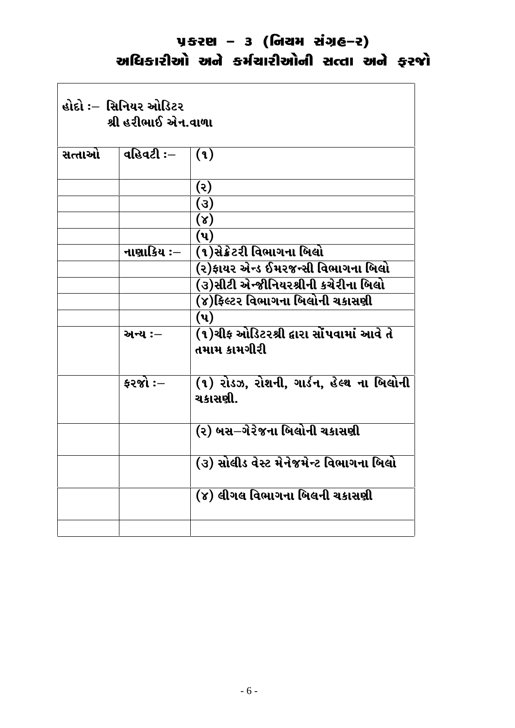# પ્રકરણ – ૩ (નિયમ સંગ્રહ–૨)
## અધિકારીઓ અને કર્મચારીઓની સત્તા અને ફરજો

| હોદો :– સિનિયર ઓડિટર<br>શ્રી હરીભાઈ એન.વાળા | | |
|---|---|---|
| સત્તાઓ | વહિવટી :– | (૧) |
| | | (૨) |
| | | (૩) |
| | | (૪) |
| | | (૫) |
| | નાણાકિય :– | (૧)સેક્રેટરી વિભાગના બિલો |
| | | (૨)ફાયર એન્ડ ઈમરજન્સી વિભાગના બિલો |
| | | (૩)સીટી એન્જીનિયરશ્રીની કચેરીના બિલો |
| | | (૪)ફિલ્ટર વિભાગના બિલોની ચકાસણી |
| | | (૫) |
| | અન્ય :– | (૧)ચીફ ઓડિટરશ્રી દ્વારા સોંપવામાં આવે તે તમામ કામગીરી |
| | ફરજો :– | (૧) રોડઝ, રોશની, ગાર્ડન, હેલ્થ ના બિલોની ચકાસણી. |
| | | (૨) બસ–ગેરેજના બિલોની ચકાસણી |
| | | (૩) સોલીડ વેસ્ટ મેનેજમેન્ટ વિભાગના બિલો |
| | | (૪) લીગલ વિભાગના બિલની ચકાસણી |
| | | |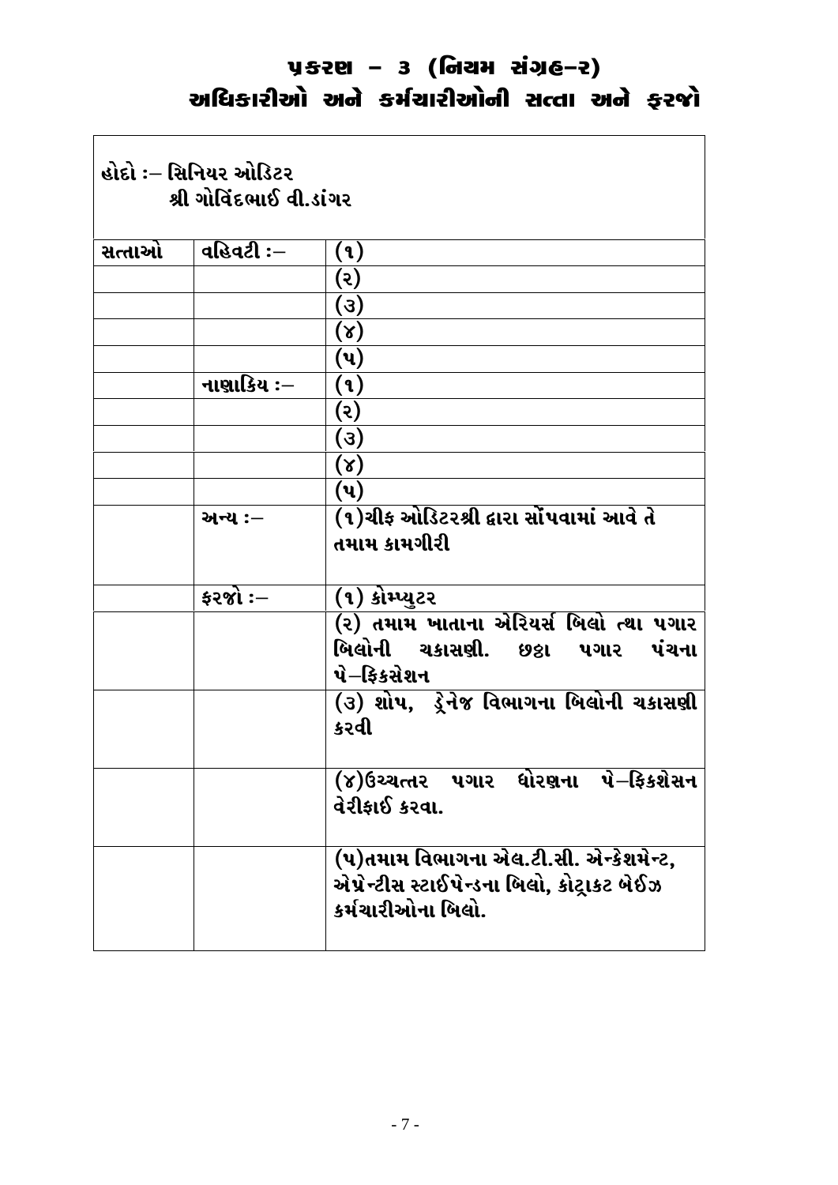# પ્રકરણ – ૩ (નિયમ સંગ્રહ–ર)
## અધિકારીઓ અને કર્મચારીઓની સત્તા અને ફરજો

હોદો :– સિનિયર ઓડિટર
શ્રી ગોવિંદભાઈ વી.ડાંગર

| સત્તાઓ | વહિવટી :– | (૧) |
|---|---|---|
| | | (ર) |
| | | (૩) |
| | | (૪) |
| | | (પ) |
| | નાણાકિય :– | (૧) |
| | | (ર) |
| | | (૩) |
| | | (૪) |
| | | (પ) |
| | અન્ય :– | (૧)ચીફ ઓડિટરશ્રી દ્વારા સોંપવામાં આવે તે તમામ કામગીરી |
| | ફરજો :– | (૧) કોમ્પ્યુટર |
| | | (ર) તમામ ખાતાના એરિયર્સ બિલો ત્થા પગાર બિલોની ચકાસણી. છઠ્ઠા પગાર પંચના પે–ફિકસેશન |
| | | (૩) શોપ, ડ્રેનેજ વિભાગના બિલોની ચકાસણી કરવી |
| | | (૪)ઉચ્ચત્તર પગાર ધોરણના પે–ફિકશેસન વેરીફાઈ કરવા. |
| | | (પ)તમામ વિભાગના એલ.ટી.સી. એન્કેશમેન્ટ, એપ્રેન્ટીસ સ્ટાઈપેન્ડના બિલો, કોટ્રાકટ બેઈઝ કર્મચારીઓના બિલો. |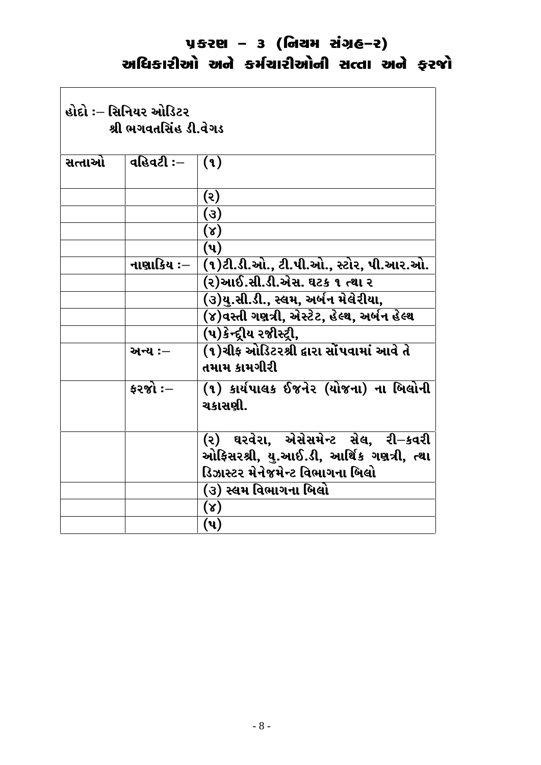# પ્રકરણ – ૩ (નિયમ સંગ્રહ–૨)
## અધિકારીઓ અને કર્મચારીઓની સત્તા અને ફરજો

| હોદો :– સિનિયર ઓડિટર<br>શ્રી ભગવતસિંહ ડી.વેગડ | | |
|---|---|---|
| સત્તાઓ | વહિવટી :– | (૧) |
| | | (૨) |
| | | (૩) |
| | | (૪) |
| | | (૫) |
| | નાણાકિય :– | (૧)ટી.ડી.ઓ., ટી.પી.ઓ., સ્ટોર, પી.આર.ઓ. |
| | | (૨)આઈ.સી.ડી.એસ. ઘટક ૧ ત્થા ૨ |
| | | (૩)યુ.સી.ડી., સ્લમ, અર્બન મેલેરીયા, |
| | | (૪)વસ્તી ગણત્રી, એસ્ટેટ, હેલ્થ, અર્બન હેલ્થ |
| | | (૫)કેન્દ્રીય રજીસ્ટ્રી, |
| | અન્ય :– | (૧)ચીફ ઓડિટરશ્રી દ્વારા સોંપવામાં આવે તે તમામ કામગીરી |
| | ફરજો :– | (૧) કાર્યપાલક ઈજનેર (યોજના) ના બિલોની ચકાસણી. |
| | | (૨) ઘરવેરા, એસેસમેન્ટ સેલ, રી–કવરી ઓફિસરશ્રી, યુ.આઈ.ડી, આર્થિક ગણત્રી, ત્થા ડિઝાસ્ટર મેનેજમેન્ટ વિભાગના બિલો |
| | | (૩) સ્લમ વિભાગના બિલો |
| | | (૪) |
| | | (૫) |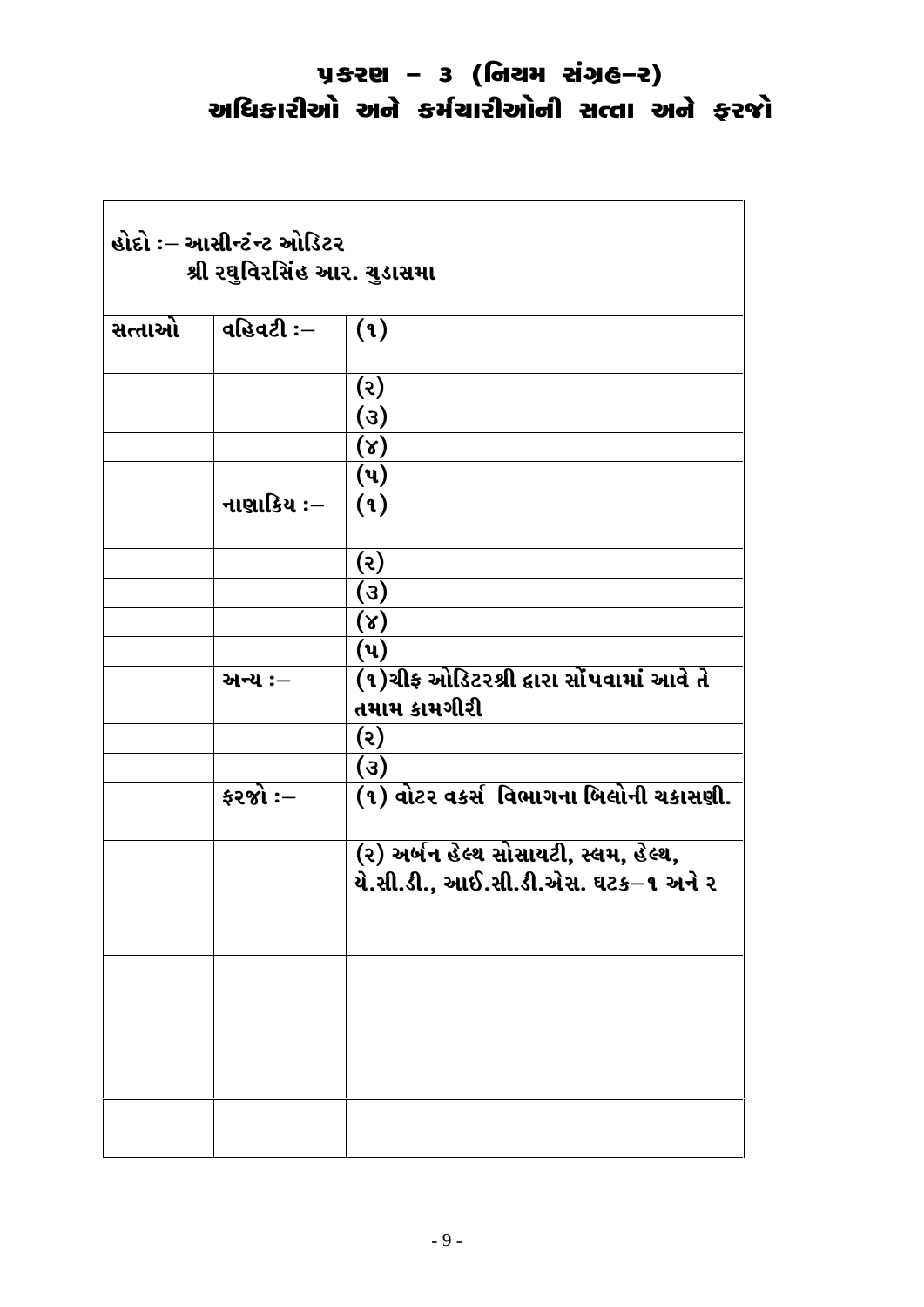# પ્રકરણ – ૩ (નિયમ સંગ્રહ–૨)
## અધિકારીઓ અને કર્મચારીઓની સત્તા અને ફરજો

હોદો :– આસીન્ટંન્ટ ઓડિટર
શ્રી રઘુવિરસિંહ આર. ચુડાસમા

| | | |
|---|---|---|
| સત્તાઓ | વહિવટી :– | (૧) |
| | | (૨) |
| | | (૩) |
| | | (૪) |
| | | (૫) |
| | નાણાકિય :– | (૧) |
| | | (૨) |
| | | (૩) |
| | | (૪) |
| | | (૫) |
| | અન્ય :– | (૧)ચીફ ઓડિટરશ્રી દ્વારા સોંપવામાં આવે તે તમામ કામગીરી |
| | | (૨) |
| | | (૩) |
| | ફરજો :– | (૧) વોટર વકર્સ વિભાગના બિલોની ચકાસણી. |
| | | (૨) અર્બન હેલ્થ સોસાયટી, સ્લમ, હેલ્થ, યે.સી.ડી., આઈ.સી.ડી.એસ. ઘટક–૧ અને ૨ |
| | | |
| | | |
| | | |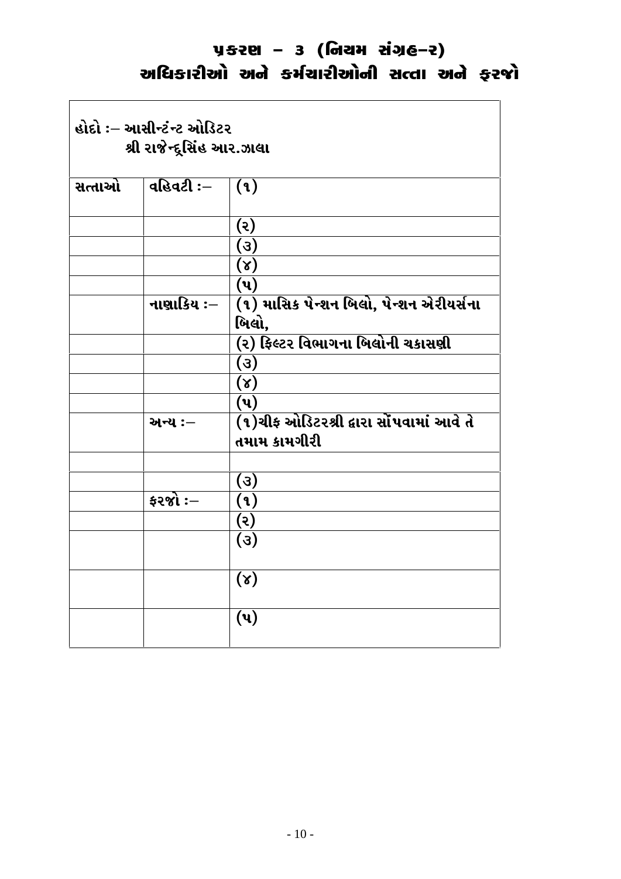# પ્રકરણ – ૩ (નિયમ સંગ્રહ–૨)
## અધિકારીઓ અને કર્મચારીઓની સત્તા અને ફરજો

હોદો :– આસીન્ટંન્ટ ઓડિટર
શ્રી રાજેન્દ્રસિંહ આર.ઝાલા

| | | |
|---|---|---|
| સત્તાઓ | વહિવટી :– | (૧) |
| | | (૨) |
| | | (૩) |
| | | (૪) |
| | | (૫) |
| | નાણાકિય :– | (૧) માસિક પેન્શન બિલો, પેન્શન એરીયર્સના બિલો, |
| | | (૨) ફિલ્ટર વિભાગના બિલોની ચકાસણી |
| | | (૩) |
| | | (૪) |
| | | (૫) |
| | અન્ય :– | (૧)ચીફ ઓડિટરશ્રી દ્વારા સોંપવામાં આવે તે તમામ કામગીરી |
| | | |
| | | (૩) |
| | ફરજો :– | (૧) |
| | | (૨) |
| | | (૩) |
| | | (૪) |
| | | (૫) |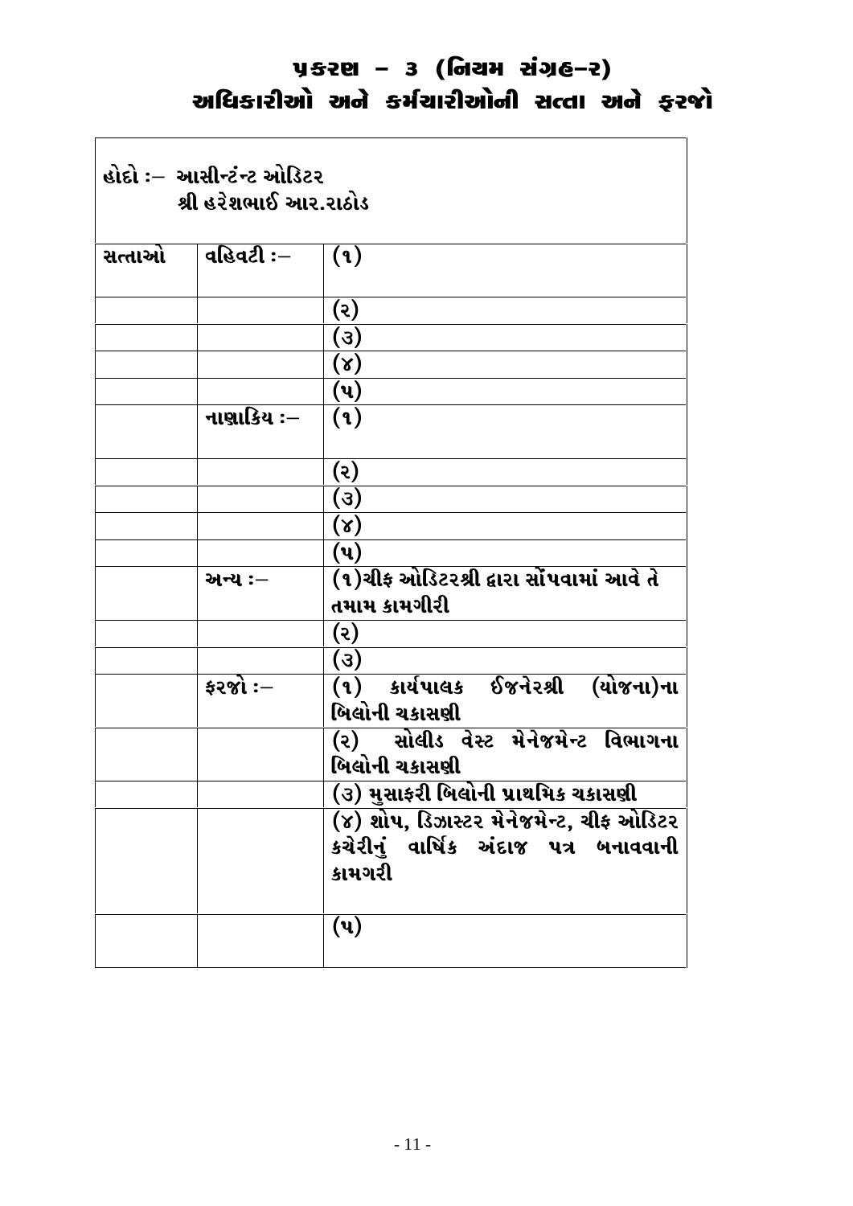# પ્રકરણ – ૩ (નિયમ સંગ્રહ–ર)

## અધિકારીઓ અને કર્મચારીઓની સત્તા અને ફરજો

હોદો :– આસીન્ટંન્ટ ઓડિટર
શ્રી હરેશભાઈ આર.રાઠોડ

| | | |
|---|---|---|
| સત્તાઓ | વહિવટી :– | (૧) |
| | | (ર) |
| | | (૩) |
| | | (૪) |
| | | (પ) |
| | નાણાકિય :– | (૧) |
| | | (ર) |
| | | (૩) |
| | | (૪) |
| | | (પ) |
| | અન્ય :– | (૧)ચીફ ઓડિટરશ્રી દ્વારા સોંપવામાં આવે તે તમામ કામગીરી |
| | | (ર) |
| | | (૩) |
| | ફરજો :– | (૧) કાર્યપાલક ઈજનેરશ્રી (યોજના)ના બિલોની ચકાસણી |
| | | (ર) સોલીડ વેસ્ટ મેનેજમેન્ટ વિભાગના બિલોની ચકાસણી |
| | | (૩) મુસાફરી બિલોની પ્રાથમિક ચકાસણી |
| | | (૪) શોપ, ડિઝાસ્ટર મેનેજમેન્ટ, ચીફ ઓડિટર કચેરીનું વાર્ષિક અંદાજ પત્ર બનાવવાની કામગરી |
| | | (પ) |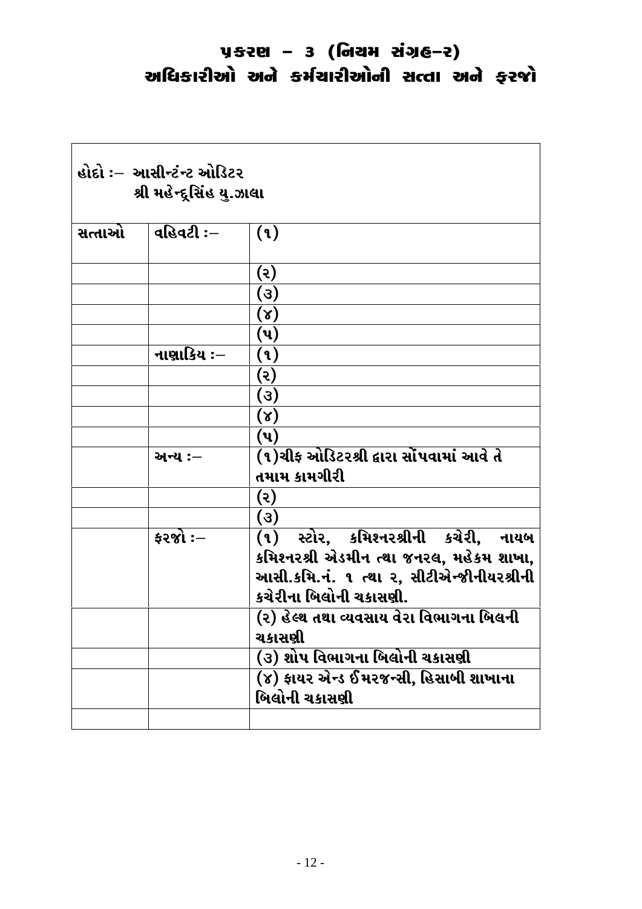# પ્રકરણ – ૩ (નિયમ સંગ્રહ–૨)
## અધિકારીઓ અને કર્મચારીઓની સત્તા અને ફરજો

| હોદો :– આસીન્ટંન્ટ ઓડિટર<br>શ્રી મહેન્દ્રસિંહ યુ.ઝાલા | | |
|---|---|---|
| સત્તાઓ | વહિવટી :– | (૧) |
| | | (૨) |
| | | (૩) |
| | | (૪) |
| | | (૫) |
| | નાણાકિય :– | (૧) |
| | | (૨) |
| | | (૩) |
| | | (૪) |
| | | (૫) |
| | અન્ય :– | (૧)ચીફ ઓડિટરશ્રી દ્વારા સોંપવામાં આવે તે તમામ કામગીરી |
| | | (૨) |
| | | (૩) |
| | ફરજો :– | (૧) સ્ટોર, કમિશ્નરશ્રીની કચેરી, નાયબ કમિશ્નરશ્રી એડમીન ત્થા જનરલ, મહેકમ શાખા, આસી.કમિ.નં. ૧ ત્થા ૨, સીટીએન્જીનીયરશ્રીની કચેરીના બિલોની ચકાસણી. |
| | | (૨) હેલ્થ તથા વ્યવસાય વેરા વિભાગના બિલની ચકાસણી |
| | | (૩) શોપ વિભાગના બિલોની ચકાસણી |
| | | (૪) ફાયર એન્ડ ઈમરજન્સી, હિસાબી શાખાના બિલોની ચકાસણી |
| | | |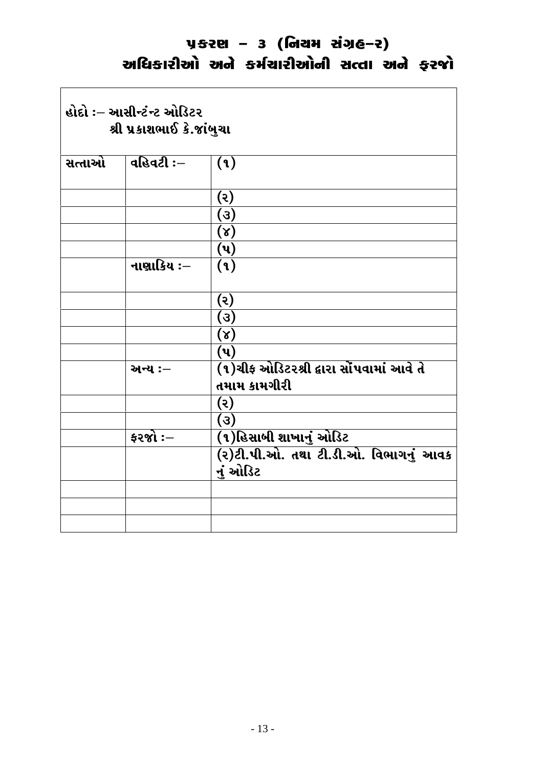# પ્રકરણ – ૩ (નિયમ સંગ્રહ–૨)
## અધિકારીઓ અને કર્મચારીઓની સત્તા અને ફરજો

| હોદો :– આસીન્ટંન્ટ ઓડિટર<br>શ્રી પ્રકાશભાઈ કે.જાંબુચા | | |
|---|---|---|
| સત્તાઓ | વહિવટી :– | (૧) |
| | | (૨) |
| | | (૩) |
| | | (૪) |
| | | (૫) |
| | નાણાકિય :– | (૧) |
| | | (૨) |
| | | (૩) |
| | | (૪) |
| | | (૫) |
| | અન્ય :– | (૧)ચીફ ઓડિટરશ્રી દ્વારા સોંપવામાં આવે તે તમામ કામગીરી |
| | | (૨) |
| | | (૩) |
| | ફરજો :– | (૧)હિસાબી શાખાનું ઓડિટ |
| | | (૨)ટી.પી.ઓ. તથા ટી.ડી.ઓ. વિભાગનું આવક નું ઓડિટ |
| | | |
| | | |
| | | |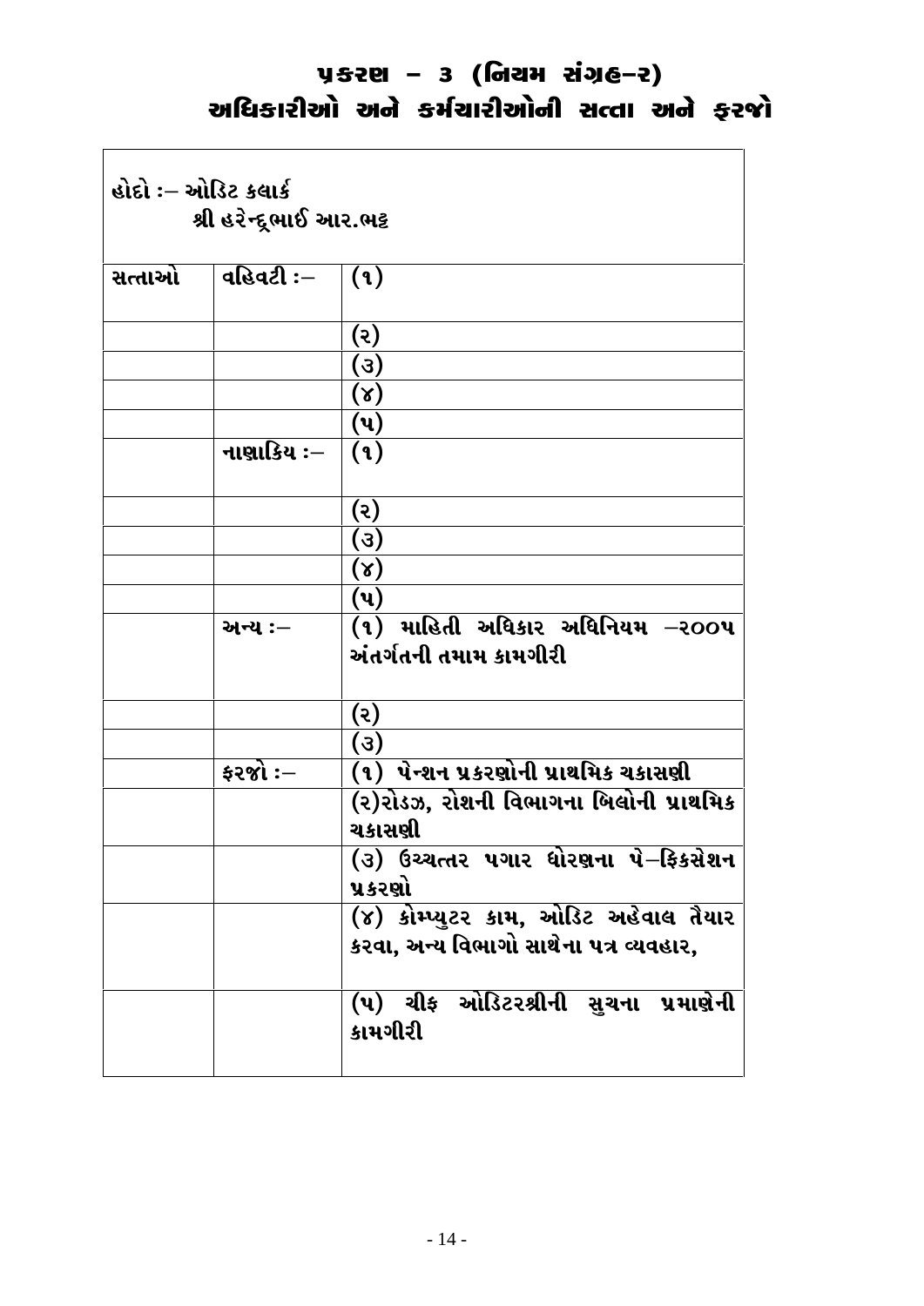# પ્રકરણ – ૩ (નિયમ સંગ્રહ–ર)
## અધિકારીઓ અને કર્મચારીઓની સત્તા અને ફરજો

હોદો :– ઓડિટ કલાર્ક
શ્રી હરેન્દ્રભાઈ આર.ભટ્ટ

| | | |
|---|---|---|
| સત્તાઓ | વહિવટી :– | (૧) |
| | | (ર) |
| | | (૩) |
| | | (૪) |
| | | (પ) |
| | નાણાકિય :– | (૧) |
| | | (ર) |
| | | (૩) |
| | | (૪) |
| | | (પ) |
| | અન્ય :– | (૧) માહિતી અધિકાર અધિનિયમ –ર૦૦પ અંતર્ગતની તમામ કામગીરી |
| | | (ર) |
| | | (૩) |
| | ફરજો :– | (૧) પેન્શન પ્રકરણોની પ્રાથમિક ચકાસણી |
| | | (ર)રોડઝ, રોશની વિભાગના બિલોની પ્રાથમિક ચકાસણી |
| | | (૩) ઉચ્ચત્તર પગાર ધોરણના પે–ફિકસેશન પ્રકરણો |
| | | (૪) કોમ્પ્યુટર કામ, ઓડિટ અહેવાલ તૈયાર કરવા, અન્ય વિભાગો સાથેના પત્ર વ્યવહાર, |
| | | (પ) ચીફ ઓડિટરશ્રીની સુચના પ્રમાણેની કામગીરી |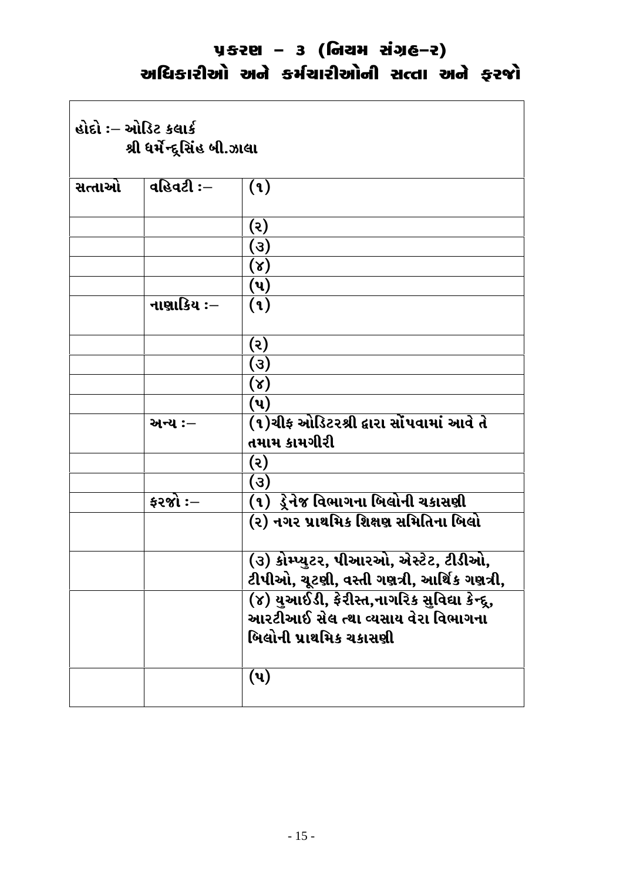# પ્રકરણ – ૩ (નિયમ સંગ્રહ–ર)
## અધિકારીઓ અને કર્મચારીઓની સત્તા અને ફરજો

| હોદો :– ઓડિટ કલાર્ક<br>શ્રી ધર્મેન્દ્રસિંહ બી.ઝાલા | | |
|---|---|---|
| સત્તાઓ | વહિવટી :– | (૧) |
| | | (ર) |
| | | (૩) |
| | | (૪) |
| | | (પ) |
| | નાણાકિય :– | (૧) |
| | | (ર) |
| | | (૩) |
| | | (૪) |
| | | (પ) |
| | અન્ય :– | (૧)ચીફ ઓડિટરશ્રી દ્વારા સોંપવામાં આવે તે તમામ કામગીરી |
| | | (ર) |
| | | (૩) |
| | ફરજો :– | (૧) ડ્રેનેજ વિભાગના બિલોની ચકાસણી |
| | | (ર) નગર પ્રાથમિક શિક્ષણ સમિતિના બિલો |
| | | (૩) કોમ્પ્યુટર, પીઆરઓ, એસ્ટેટ, ટીડીઓ, ટીપીઓ, ચૂટણી, વસ્તી ગણત્રી, આર્થિક ગણત્રી, |
| | | (૪) યુઆઈડી, ફેરીસ્ત,નાગરિક સુવિધા કેન્દ્ર, આરટીઆઈ સેલ ત્થા વ્યસાય વેરા વિભાગના બિલોની પ્રાથમિક ચકાસણી |
| | | (પ) |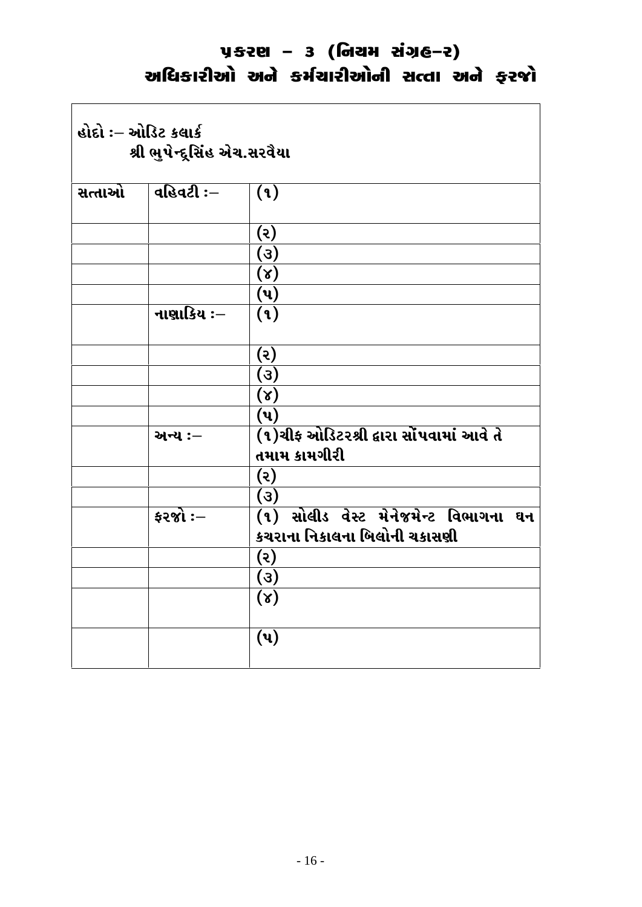# પ્રકરણ – ૩ (નિયમ સંગ્રહ–૨)
## અધિકારીઓ અને કર્મચારીઓની સત્તા અને ફરજો

| હોદો :– ઓડિટ કલાર્ક<br>શ્રી ભુપેન્દ્રસિંહ એચ.સરવૈયા | | |
|---|---|---|
| સત્તાઓ | વહિવટી :– | (૧) |
| | | (૨) |
| | | (૩) |
| | | (૪) |
| | | (૫) |
| | નાણાકિય :– | (૧) |
| | | (૨) |
| | | (૩) |
| | | (૪) |
| | | (૫) |
| | અન્ય :– | (૧)ચીફ ઓડિટરશ્રી દ્વારા સોંપવામાં આવે તે તમામ કામગીરી |
| | | (૨) |
| | | (૩) |
| | ફરજો :– | (૧) સોલીડ વેસ્ટ મેનેજમેન્ટ વિભાગના ઘન કચરાના નિકાલના બિલોની ચકાસણી |
| | | (૨) |
| | | (૩) |
| | | (૪) |
| | | (૫) |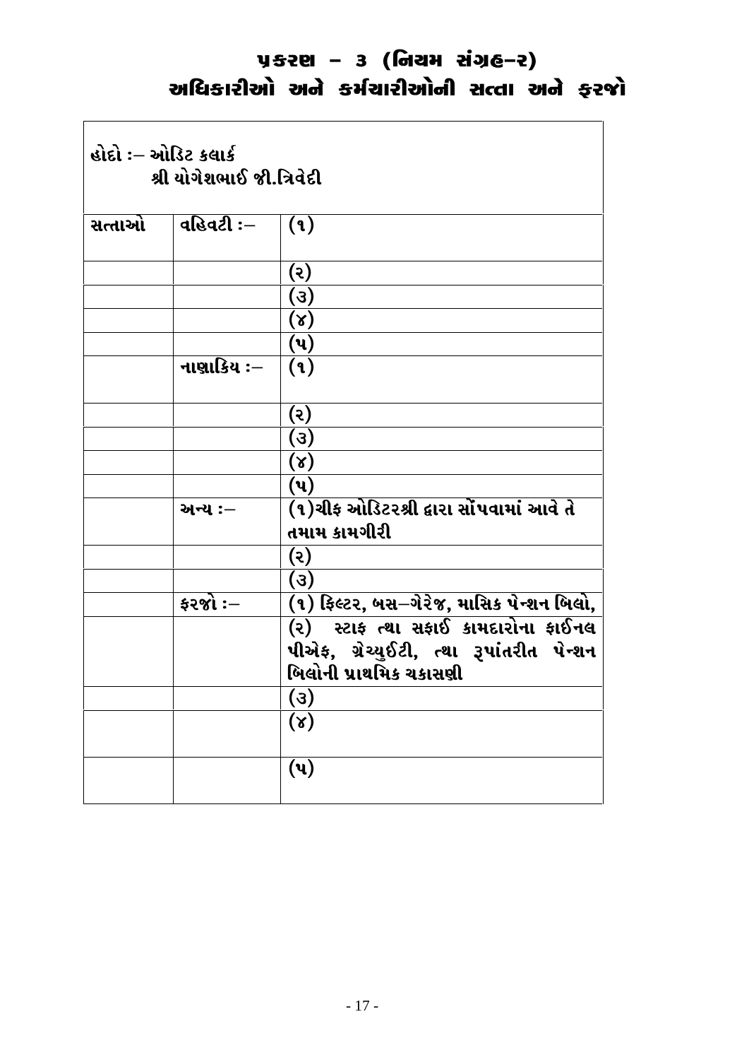# પ્રકરણ – ૩ (નિયમ સંગ્રહ–ર)
## અધિકારીઓ અને કર્મચારીઓની સત્તા અને ફરજો

| હોદો :– ઓડિટ કલાર્ક<br>શ્રી યોગેશભાઈ જી.ત્રિવેદી | | |
|---|---|---|
| સત્તાઓ | વહિવટી :– | (૧) |
| | | (ર) |
| | | (૩) |
| | | (૪) |
| | | (૫) |
| | નાણાકિય :– | (૧) |
| | | (ર) |
| | | (૩) |
| | | (૪) |
| | | (૫) |
| | અન્ય :– | (૧)ચીફ ઓડિટરશ્રી દ્વારા સોંપવામાં આવે તે તમામ કામગીરી |
| | | (ર) |
| | | (૩) |
| | ફરજો :– | (૧) ફિલ્ટર, બસ–ગેરેજ, માસિક પેન્શન બિલો, |
| | | (ર) સ્ટાફ તથા સફાઈ કામદારોના ફાઈનલ પીએફ, ગ્રેચ્યુઈટી, તથા રૂપાંતરીત પેન્શન બિલોની પ્રાથમિક ચકાસણી |
| | | (૩) |
| | | (૪) |
| | | (૫) |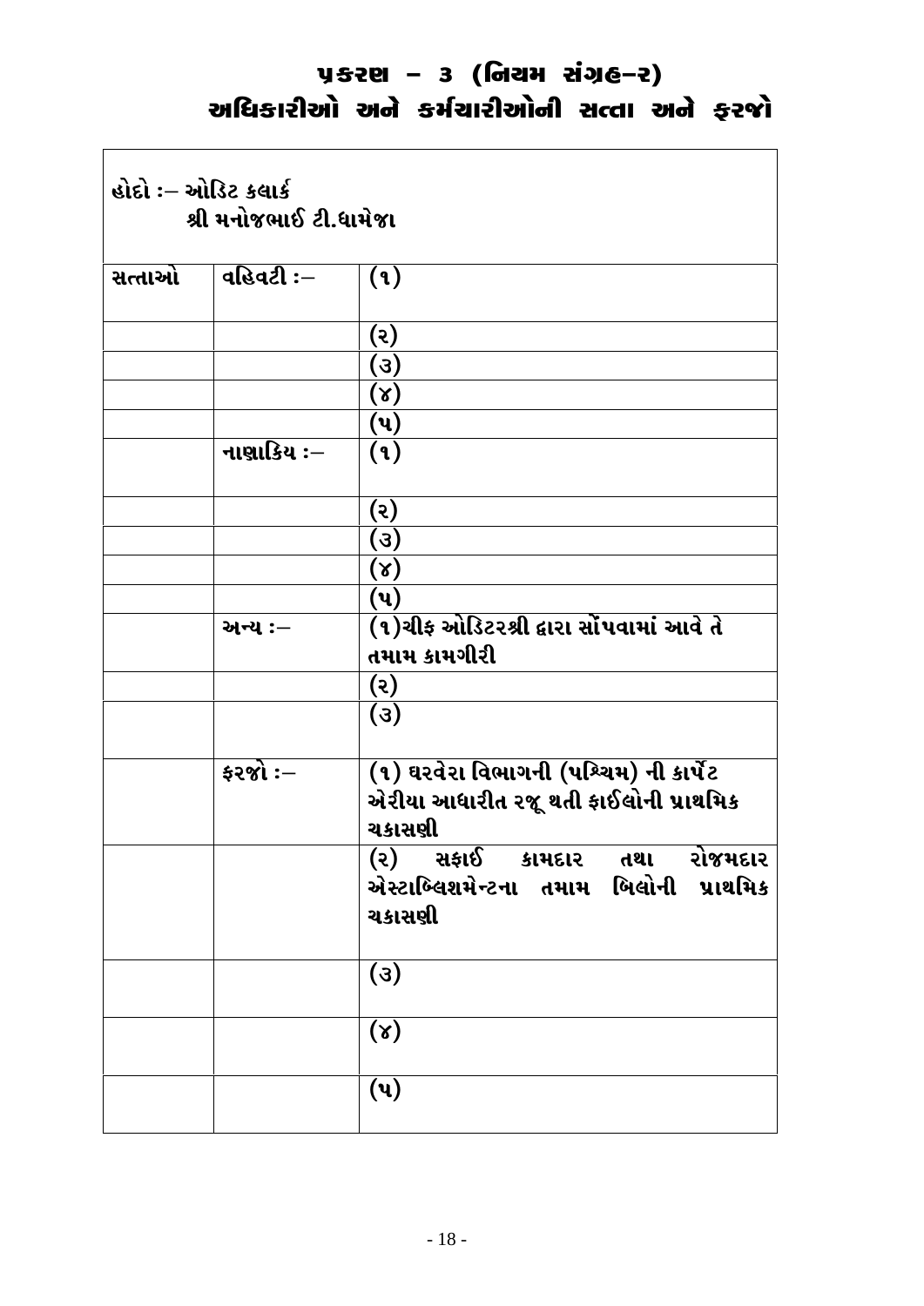# પ્રકરણ – ૩ (નિયમ સંગ્રહ–૨)
## અધિકારીઓ અને કર્મચારીઓની સત્તા અને ફરજો

| હોદો :– ઓડિટ કલાર્ક<br>શ્રી મનોજભાઈ ટી.ધામેજા | | |
|---|---|---|
| સત્તાઓ | વહિવટી :– | (૧) |
| | | (૨) |
| | | (૩) |
| | | (૪) |
| | | (૫) |
| | નાણાકિય :– | (૧) |
| | | (૨) |
| | | (૩) |
| | | (૪) |
| | | (૫) |
| | અન્ય :– | (૧)ચીફ ઓડિટરશ્રી દ્વારા સોંપવામાં આવે તે તમામ કામગીરી |
| | | (૨) |
| | | (૩) |
| | ફરજો :– | (૧) ઘરવેરા વિભાગની (પશ્ચિમ) ની કાર્પેટ એરીયા આધારીત રજૂ થતી ફાઈલોની પ્રાથમિક ચકાસણી |
| | | (૨) સફાઈ કામદાર તથા રોજમદાર એસ્ટાબ્લિશમેન્ટના તમામ બિલોની પ્રાથમિક ચકાસણી |
| | | (૩) |
| | | (૪) |
| | | (૫) |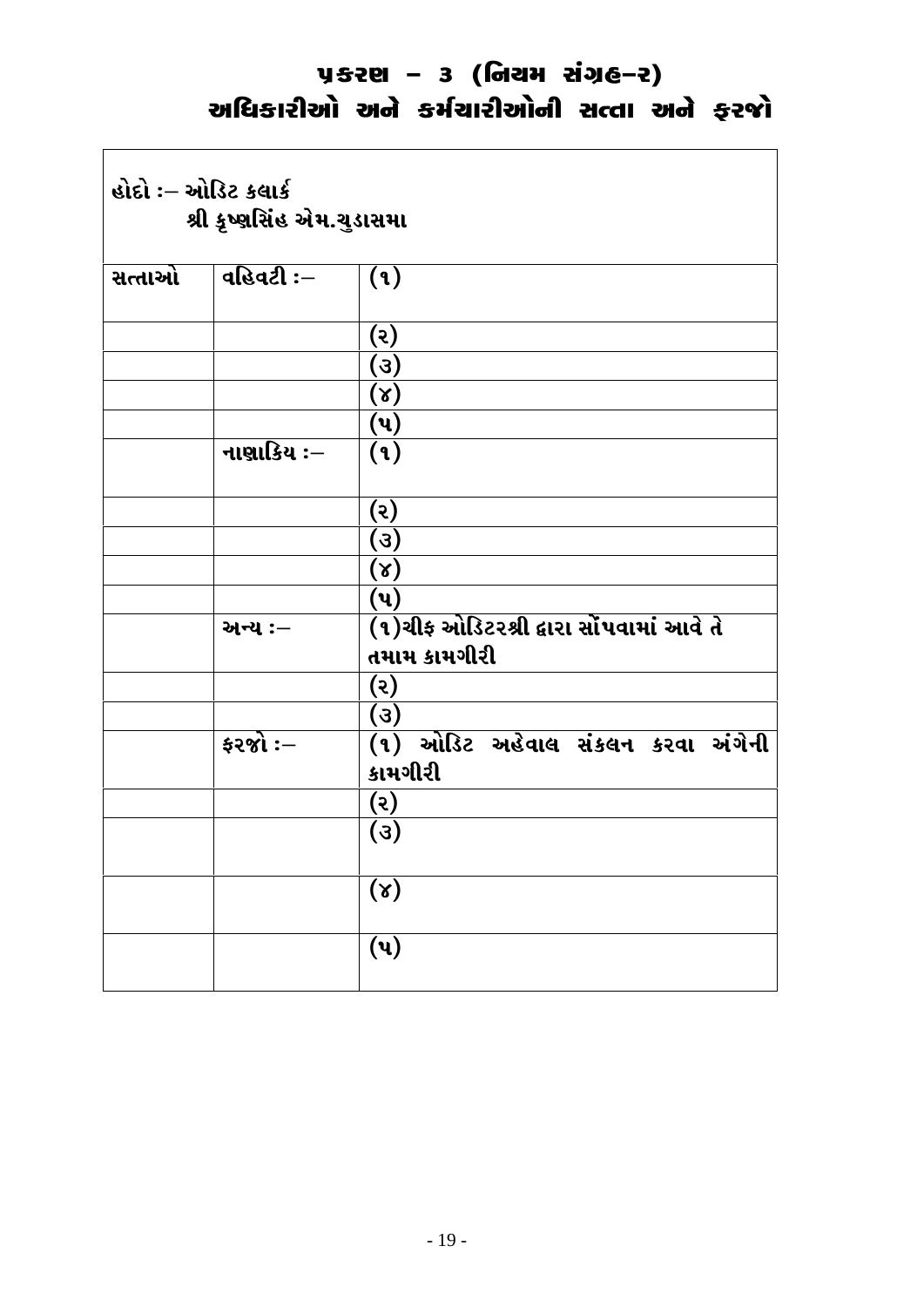# પ્રકરણ – ૩ (નિયમ સંગ્રહ–૨)
## અધિકારીઓ અને કર્મચારીઓની સત્તા અને ફરજો

| હોદો :– ઓડિટ કલાર્ક<br>શ્રી કૃષ્ણસિંહ એમ.ચુડાસમા | | |
|---|---|---|
| સત્તાઓ | વહિવટી :– | (૧) |
| | | (૨) |
| | | (૩) |
| | | (૪) |
| | | (૫) |
| | નાણાકિય :– | (૧) |
| | | (૨) |
| | | (૩) |
| | | (૪) |
| | | (૫) |
| | અન્ય :– | (૧)ચીફ ઓડિટરશ્રી દ્વારા સોંપવામાં આવે તે તમામ કામગીરી |
| | | (૨) |
| | | (૩) |
| | ફરજો :– | (૧) ઓડિટ અહેવાલ સંકલન કરવા અંગેની કામગીરી |
| | | (૨) |
| | | (૩) |
| | | (૪) |
| | | (૫) |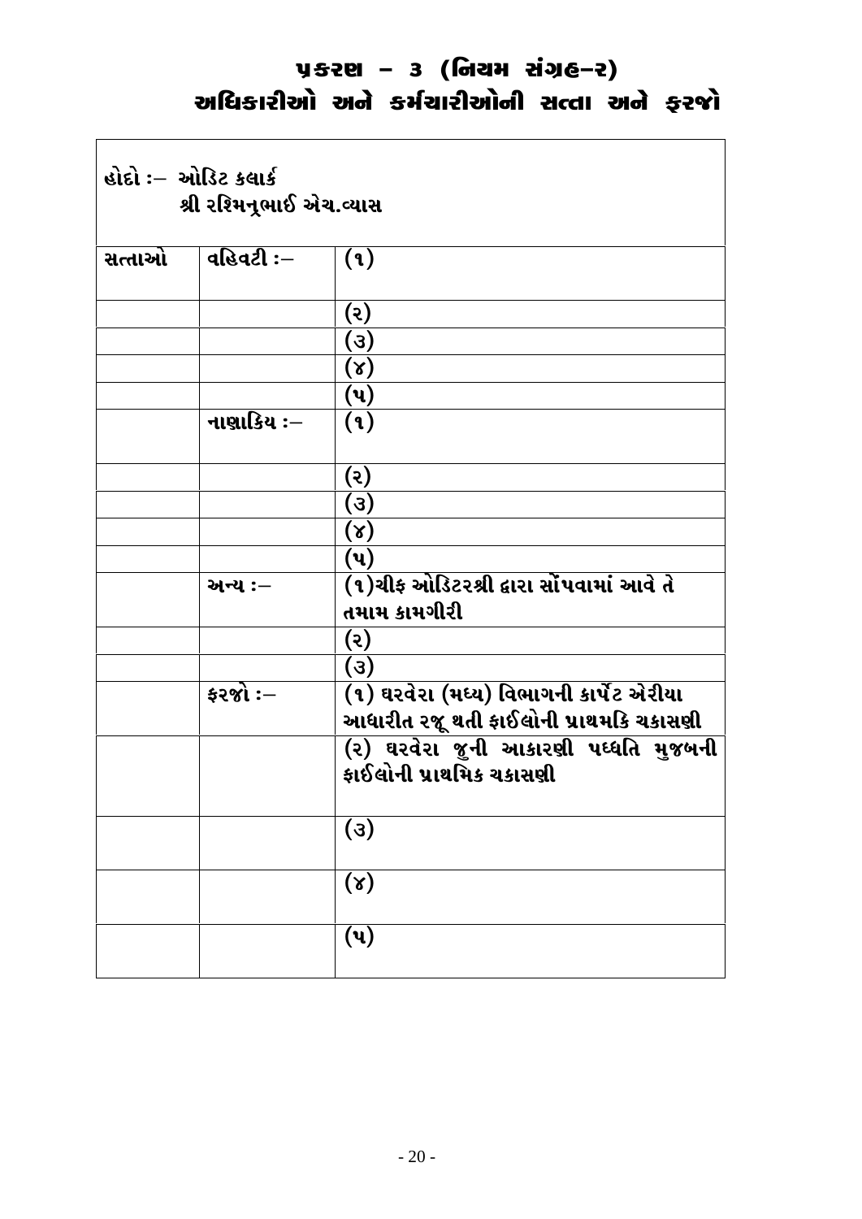# પ્રકરણ – ૩ (નિયમ સંગ્રહ–૨)
## અધિકારીઓ અને કર્મચારીઓની સત્તા અને ફરજો

| હોદો :– ઓડિટ કલાર્ક<br>શ્રી રશ્મિનૂભાઈ એચ.વ્યાસ | | |
|---|---|---|
| સત્તાઓ | વહિવટી :– | (૧) |
| | | (૨) |
| | | (૩) |
| | | (૪) |
| | | (૫) |
| | નાણાકિય :– | (૧) |
| | | (૨) |
| | | (૩) |
| | | (૪) |
| | | (૫) |
| | અન્ય :– | (૧)ચીફ ઓડિટરશ્રી દ્વારા સોંપવામાં આવે તે તમામ કામગીરી |
| | | (૨) |
| | | (૩) |
| | ફરજો :– | (૧) ઘરવેરા (મધ્ય) વિભાગની કાર્પેટ એરીયા આધારીત રજૂ થતી ફાઈલોની પ્રાથમકિ ચકાસણી |
| | | (૨) ઘરવેરા જુની આકારણી પધ્ધતિ મુજબની ફાઈલોની પ્રાથમિક ચકાસણી |
| | | (૩) |
| | | (૪) |
| | | (૫) |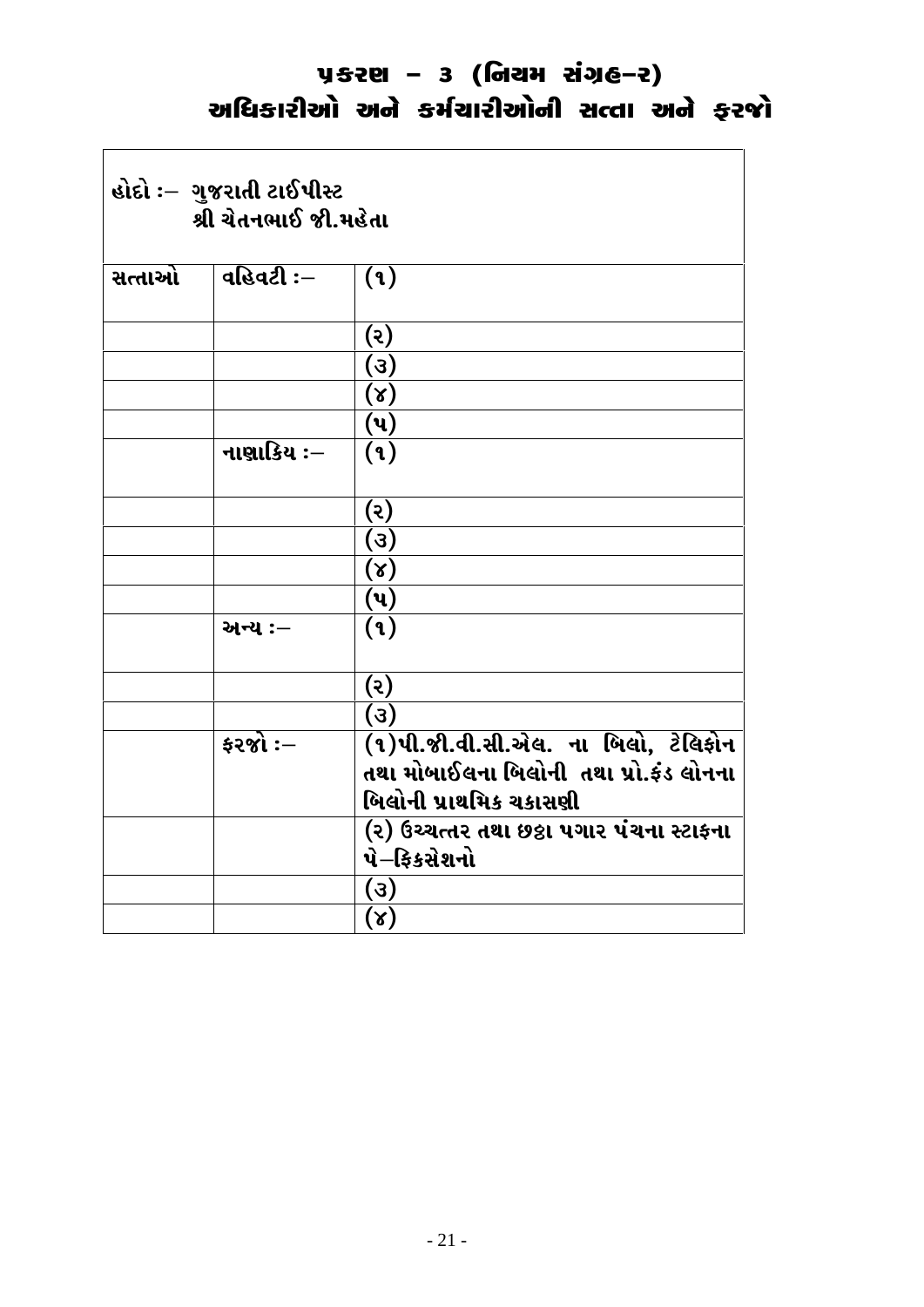# પ્રકરણ – ૩ (નિયમ સંગ્રહ–૨)
## અધિકારીઓ અને કર્મચારીઓની સત્તા અને ફરજો

| હોદો :– ગુજરાતી ટાઈપીસ્ટ<br>શ્રી ચેતનભાઈ જી.મહેતા | | |
|---|---|---|
| સત્તાઓ | વહિવટી :– | (૧) |
| | | (૨) |
| | | (૩) |
| | | (૪) |
| | | (૫) |
| | નાણાકિય :– | (૧) |
| | | (૨) |
| | | (૩) |
| | | (૪) |
| | | (૫) |
| | અન્ય :– | (૧) |
| | | (૨) |
| | | (૩) |
| | ફરજો :– | (૧)પી.જી.વી.સી.એલ. ના બિલો, ટેલિફોન તથા મોબાઈલના બિલોની તથા પ્રો.ફંડ લોનના બિલોની પ્રાથમિક ચકાસણી |
| | | (૨) ઉચ્ચત્તર તથા છઠ્ઠા પગાર પંચના સ્ટાફના પે–ફિકસેશનો |
| | | (૩) |
| | | (૪) |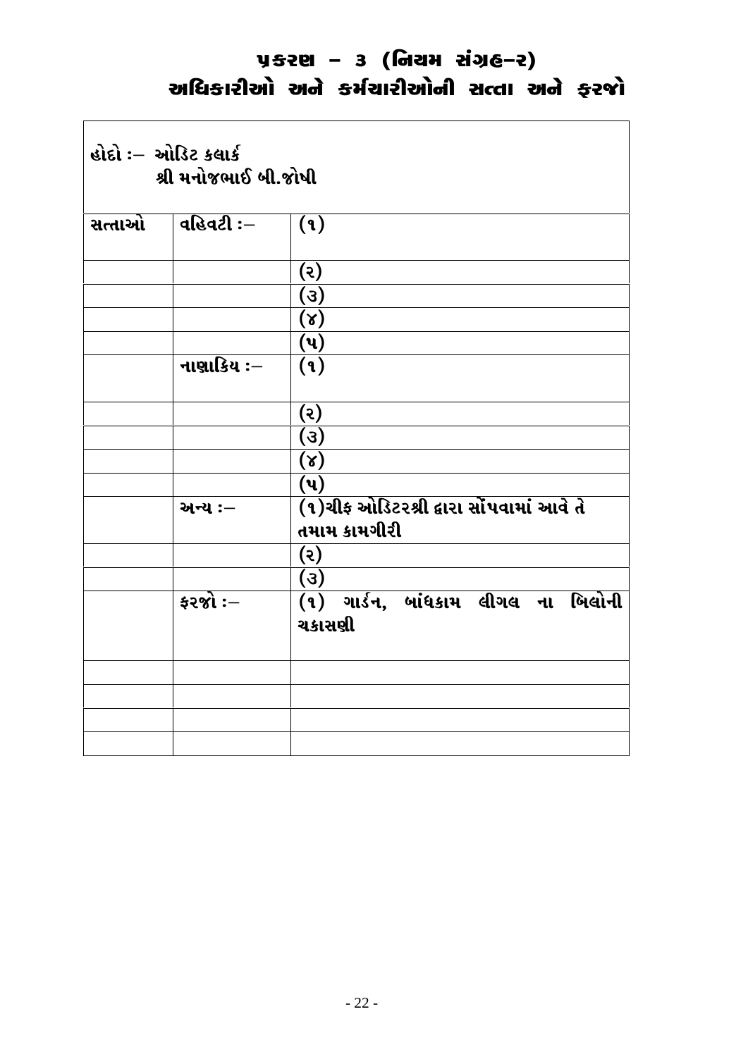# પ્રકરણ – ૩ (નિયમ સંગ્રહ–૨)
## અધિકારીઓ અને કર્મચારીઓની સત્તા અને ફરજો

| હોદો :– ઓડિટ કલાર્ક<br>શ્રી મનોજભાઈ બી.જોષી | | |
|---|---|---|
| સત્તાઓ | વહિવટી :– | (૧) |
| | | (૨) |
| | | (૩) |
| | | (૪) |
| | | (૫) |
| | નાણાકિય :– | (૧) |
| | | (૨) |
| | | (૩) |
| | | (૪) |
| | | (૫) |
| | અન્ય :– | (૧)ચીફ ઓડિટરશ્રી દ્વારા સોંપવામાં આવે તે તમામ કામગીરી |
| | | (૨) |
| | | (૩) |
| | ફરજો :– | (૧) ગાર્ડન, બાંધકામ લીગલ ના બિલોની ચકાસણી |
| | | |
| | | |
| | | |
| | | |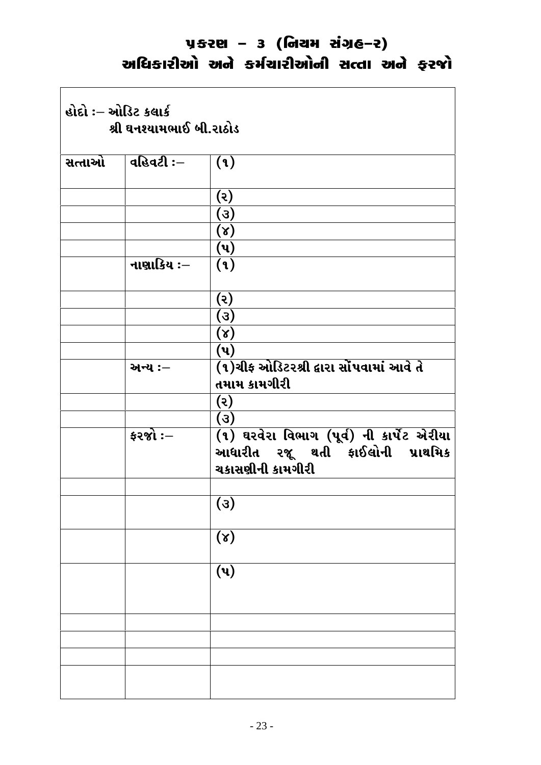# પ્રકરણ – ૩ (નિયમ સંગ્રહ–૨)
## અધિકારીઓ અને કર્મચારીઓની સત્તા અને ફરજો

| હોદો :– ઓડિટ કલાર્ક<br>શ્રી ઘનશ્યામભાઈ બી.રાઠોડ | | |
|---|---|---|
| સત્તાઓ | વહિવટી :– | (૧) |
| | | (૨) |
| | | (૩) |
| | | (૪) |
| | | (૫) |
| | નાણાકિય :– | (૧) |
| | | (૨) |
| | | (૩) |
| | | (૪) |
| | | (૫) |
| | અન્ય :– | (૧)ચીફ ઓડિટરશ્રી દ્વારા સોંપવામાં આવે તે તમામ કામગીરી |
| | | (૨) |
| | | (૩) |
| | ફરજો :– | (૧) ઘરવેરા વિભાગ (પૂર્વ) ની કાર્પેટ એરીયા આધારીત રજૂ થતી ફાઈલોની પ્રાથમિક ચકાસણીની કામગીરી |
| | | |
| | | (૩) |
| | | (૪) |
| | | (૫) |
| | | |
| | | |
| | | |
| | | |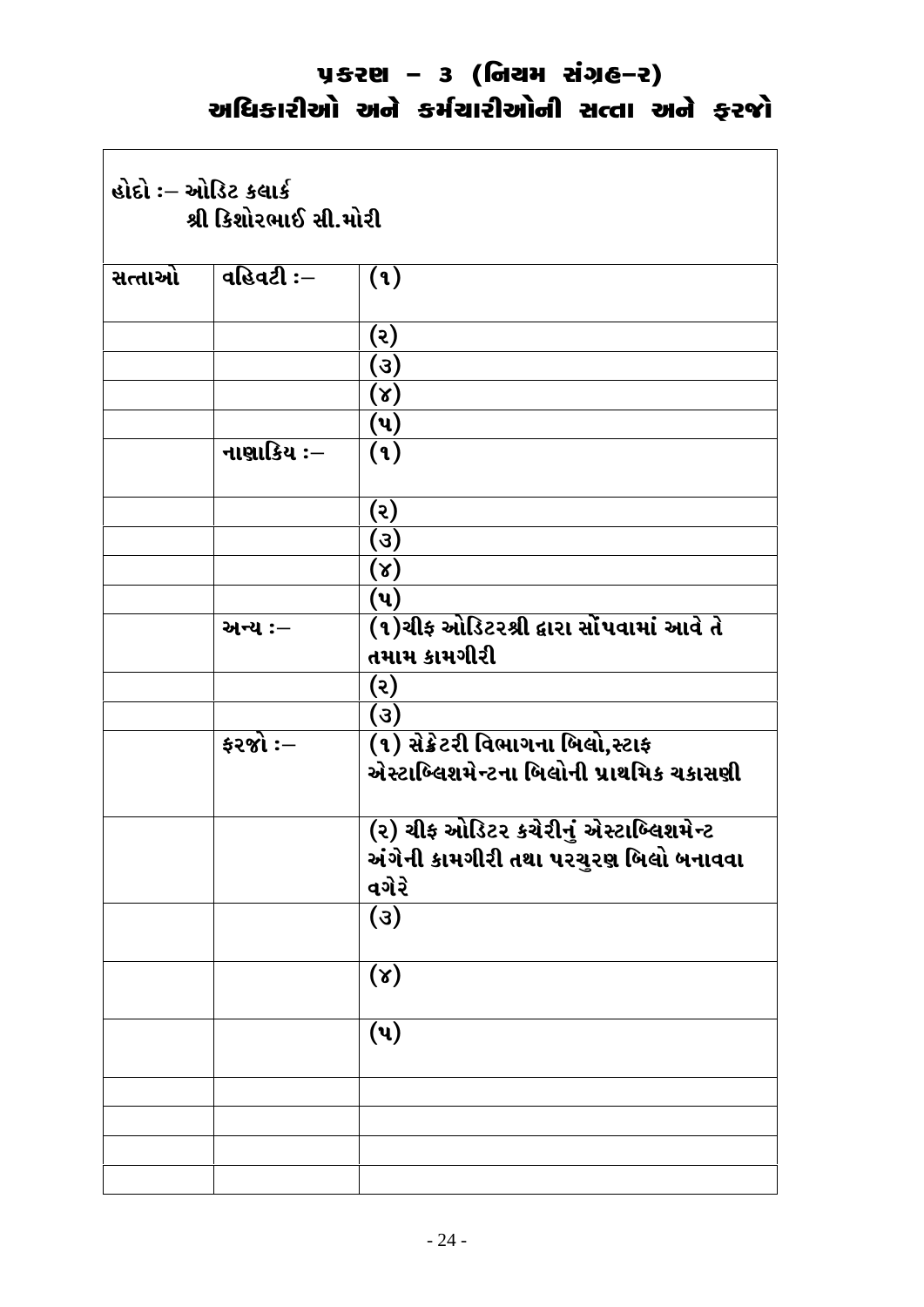# પ્રકરણ – ૩ (નિયમ સંગ્રહ–ર)
## અધિકારીઓ અને કર્મચારીઓની સત્તા અને ફરજો

| હોદો :– ઓડિટ કલાર્ક<br>શ્રી કિશોરભાઈ સી.મોરી | | |
|---|---|---|
| સત્તાઓ | વહિવટી :– | (૧) |
| | | (ર) |
| | | (૩) |
| | | (૪) |
| | | (પ) |
| | નાણાકિય :– | (૧) |
| | | (ર) |
| | | (૩) |
| | | (૪) |
| | | (પ) |
| | અન્ય :– | (૧)ચીફ ઓડિટરશ્રી દ્વારા સોંપવામાં આવે તે તમામ કામગીરી |
| | | (ર) |
| | | (૩) |
| | ફરજો :– | (૧) સેક્રેટરી વિભાગના બિલો,સ્ટાફ એસ્ટાબ્લિશમેન્ટના બિલોની પ્રાથમિક ચકાસણી |
| | | (ર) ચીફ ઓડિટર કચેરીનું એસ્ટાબ્લિશમેન્ટ અંગેની કામગીરી તથા પરચુરણ બિલો બનાવવા વગેરે |
| | | (૩) |
| | | (૪) |
| | | (પ) |
| | | |
| | | |
| | | |
| | | |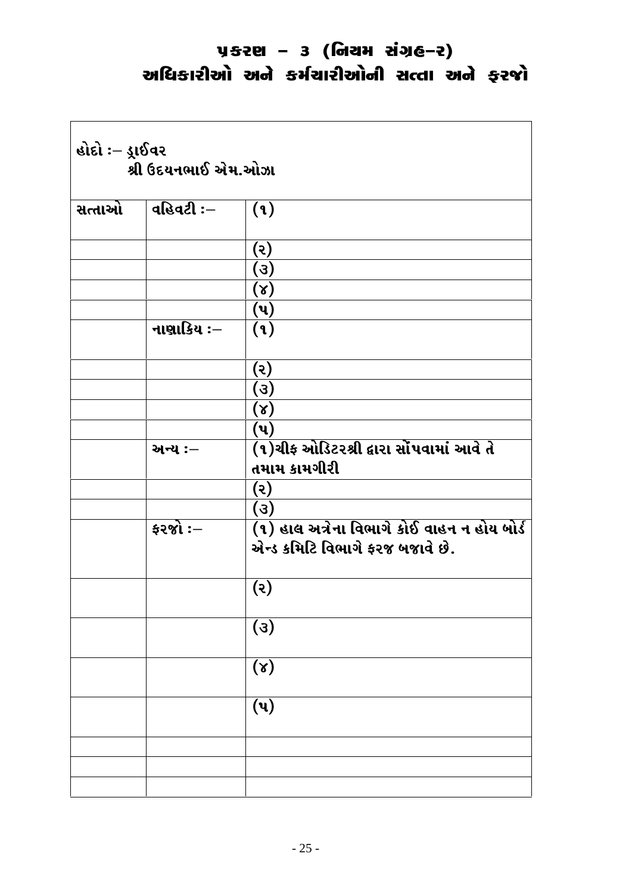# પ્રકરણ – ૩ (નિયમ સંગ્રહ–ર)
## અધિકારીઓ અને કર્મચારીઓની સત્તા અને ફરજો

| હોદો :– ડ્રાઈવર<br>શ્રી ઉદયનભાઈ એમ.ઓઝા | | |
|---|---|---|
| સત્તાઓ | વહિવટી :– | (૧) |
| | | (ર) |
| | | (૩) |
| | | (૪) |
| | | (પ) |
| | નાણાકિય :– | (૧) |
| | | (ર) |
| | | (૩) |
| | | (૪) |
| | | (પ) |
| | અન્ય :– | (૧)ચીફ ઓડિટરશ્રી દ્વારા સોંપવામાં આવે તે તમામ કામગીરી |
| | | (ર) |
| | | (૩) |
| | ફરજો :– | (૧) હાલ અત્રેના વિભાગે કોઈ વાહન ન હોય બોર્ડ એન્ડ કમિટિ વિભાગે ફરજ બજાવે છે. |
| | | (ર) |
| | | (૩) |
| | | (૪) |
| | | (પ) |
| | | |
| | | |
| | | |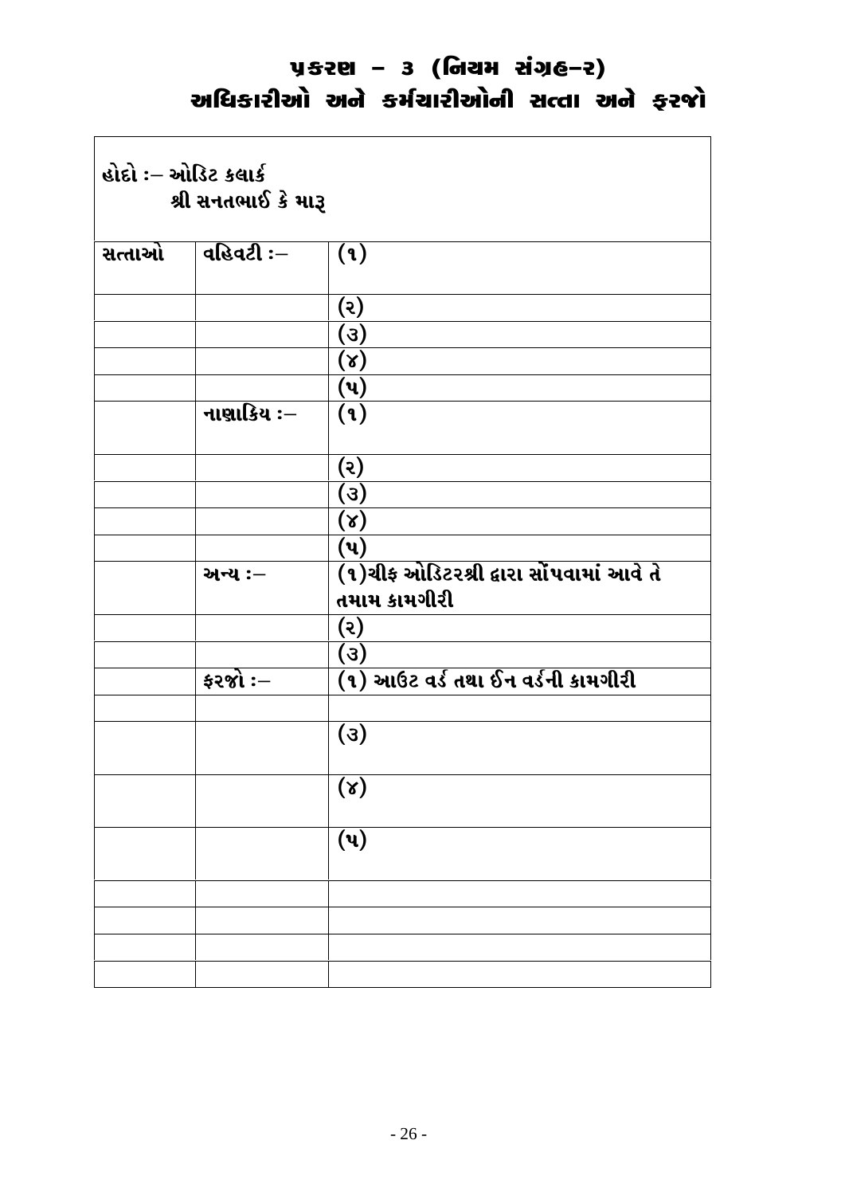# પ્રકરણ – ૩ (નિયમ સંગ્રહ–૨)
## અધિકારીઓ અને કર્મચારીઓની સત્તા અને ફરજો

હોદો :– ઓડિટ કલાર્ક
શ્રી સનતભાઈ કે મારૂ

| | | |
|---|---|---|
| સત્તાઓ | વહિવટી :– | (૧) |
| | | (૨) |
| | | (૩) |
| | | (૪) |
| | | (૫) |
| | નાણાકિય :– | (૧) |
| | | (૨) |
| | | (૩) |
| | | (૪) |
| | | (૫) |
| | અન્ય :– | (૧)ચીફ ઓડિટરશ્રી દ્વારા સોંપવામાં આવે તે તમામ કામગીરી |
| | | (૨) |
| | | (૩) |
| | ફરજો :– | (૧) આઉટ વર્ડ તથા ઈન વર્ડની કામગીરી |
| | | |
| | | (૩) |
| | | (૪) |
| | | (૫) |
| | | |
| | | |
| | | |
| | | |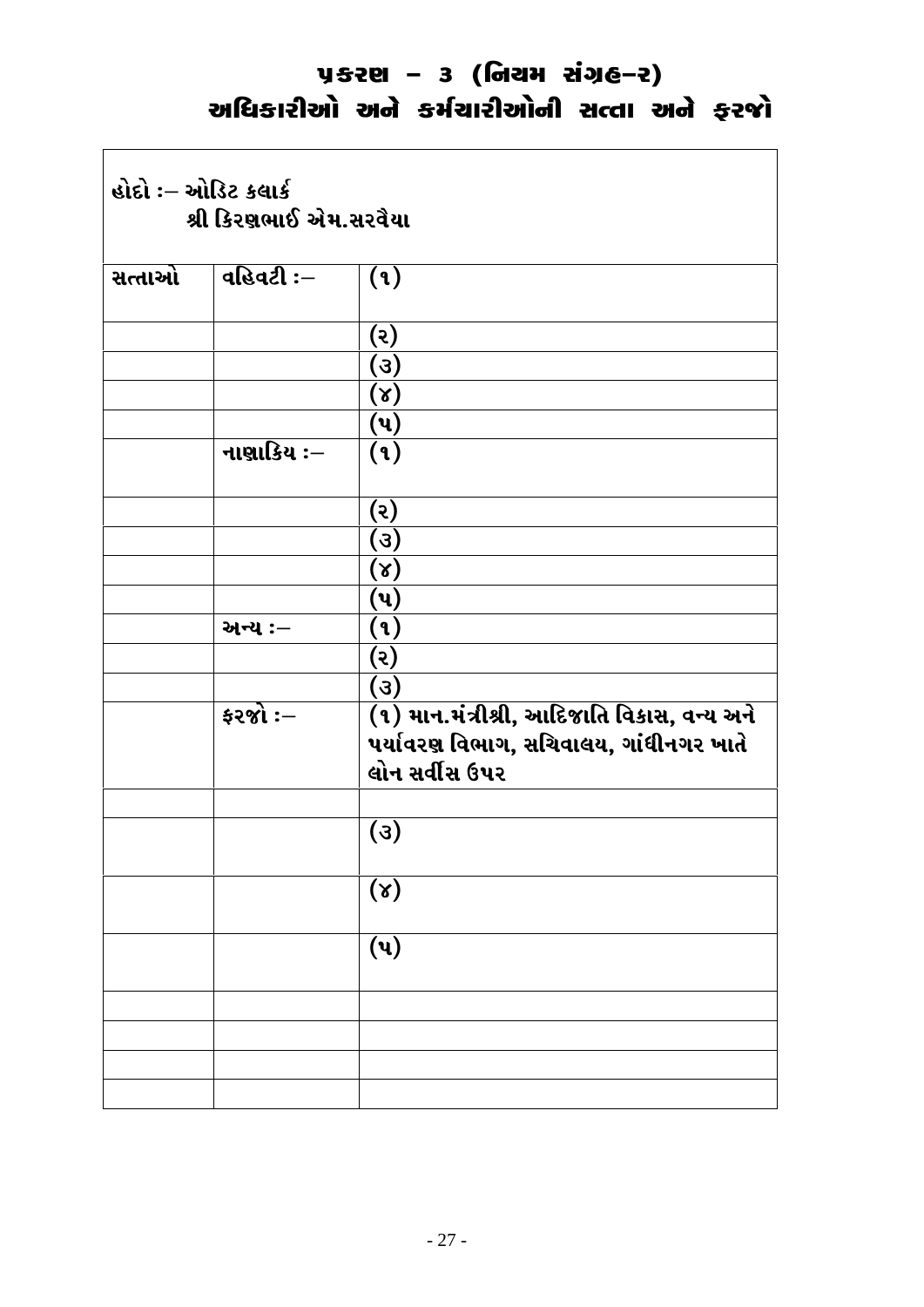# પ્રકરણ – ૩ (નિયમ સંગ્રહ–૨)
## અધિકારીઓ અને કર્મચારીઓની સત્તા અને ફરજો

હોદો :– ઓડિટ કલાર્ક
શ્રી કિરણભાઈ એમ.સરવૈયા

| | | |
|---|---|---|
| સત્તાઓ | વહિવટી :– | (૧) |
| | | (૨) |
| | | (૩) |
| | | (૪) |
| | | (૫) |
| | નાણાકિય :– | (૧) |
| | | (૨) |
| | | (૩) |
| | | (૪) |
| | | (૫) |
| | અન્ય :– | (૧) |
| | | (૨) |
| | | (૩) |
| | ફરજો :– | (૧) માન.મંત્રીશ્રી, આદિજાતિ વિકાસ, વન્ય અને પર્યાવરણ વિભાગ, સચિવાલય, ગાંધીનગર ખાતે લોન સર્વીસ ઉપર |
| | | |
| | | (૩) |
| | | (૪) |
| | | (૫) |
| | | |
| | | |
| | | |
| | | |